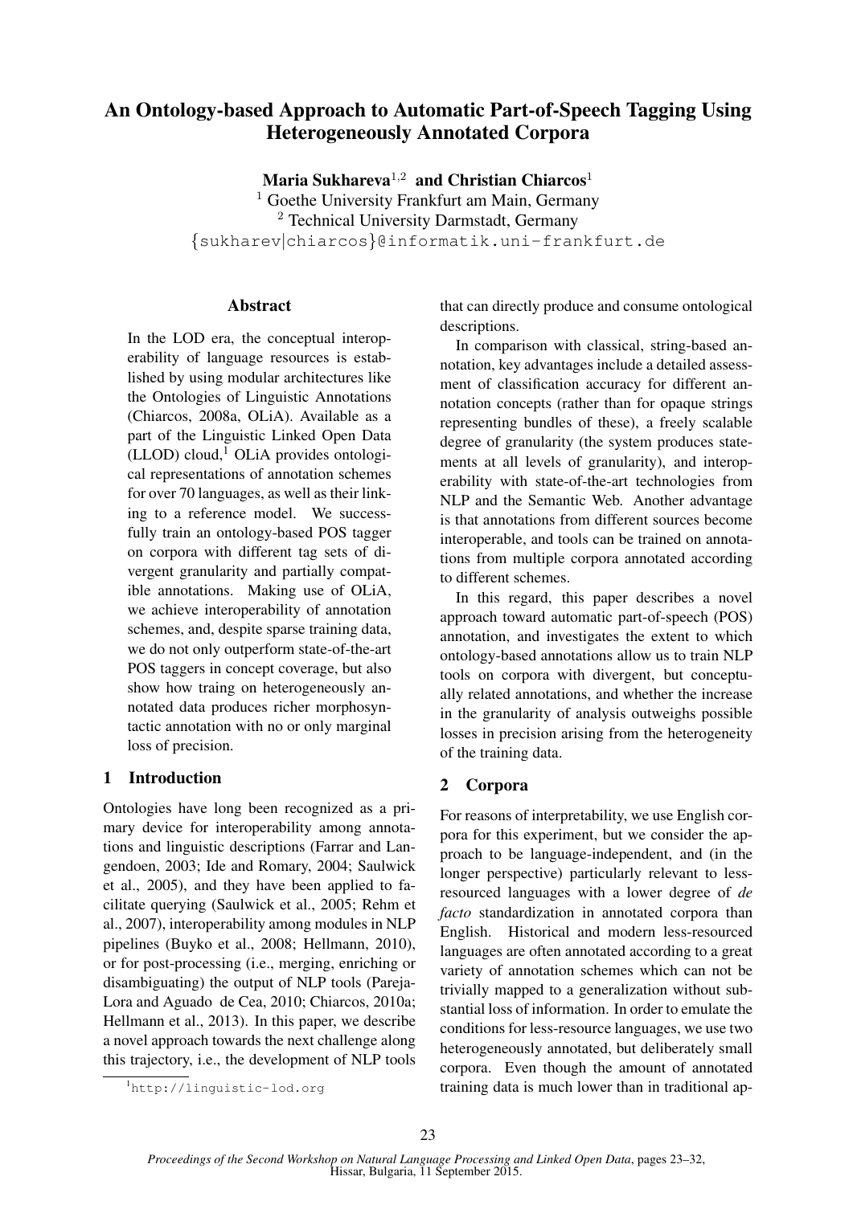# An Ontology-based Approach to Automatic Part-of-Speech Tagging Using Heterogeneously Annotated Corpora

**Maria Sukhareva**[1,2] **and Christian Chiarcos**[1]

[1] Goethe University Frankfurt am Main, Germany
[2] Technical University Darmstadt, Germany
{sukharev|chiarcos}@informatik.uni-frankfurt.de

## Abstract

In the LOD era, the conceptual interoperability of language resources is established by using modular architectures like the Ontologies of Linguistic Annotations (Chiarcos, 2008a, OLiA). Available as a part of the Linguistic Linked Open Data (LLOD) cloud,[1] OLiA provides ontological representations of annotation schemes for over 70 languages, as well as their linking to a reference model. We successfully train an ontology-based POS tagger on corpora with different tag sets of divergent granularity and partially compatible annotations. Making use of OLiA, we achieve interoperability of annotation schemes, and, despite sparse training data, we do not only outperform state-of-the-art POS taggers in concept coverage, but also show how traing on heterogeneously annotated data produces richer morphosyntactic annotation with no or only marginal loss of precision.

## 1 Introduction

Ontologies have long been recognized as a primary device for interoperability among annotations and linguistic descriptions (Farrar and Langendoen, 2003; Ide and Romary, 2004; Saulwick et al., 2005), and they have been applied to facilitate querying (Saulwick et al., 2005; Rehm et al., 2007), interoperability among modules in NLP pipelines (Buyko et al., 2008; Hellmann, 2010), or for post-processing (i.e., merging, enriching or disambiguating) the output of NLP tools (Pareja-Lora and Aguado de Cea, 2010; Chiarcos, 2010a; Hellmann et al., 2013). In this paper, we describe a novel approach towards the next challenge along this trajectory, i.e., the development of NLP tools that can directly produce and consume ontological descriptions.

In comparison with classical, string-based annotation, key advantages include a detailed assessment of classification accuracy for different annotation concepts (rather than for opaque strings representing bundles of these), a freely scalable degree of granularity (the system produces statements at all levels of granularity), and interoperability with state-of-the-art technologies from NLP and the Semantic Web. Another advantage is that annotations from different sources become interoperable, and tools can be trained on annotations from multiple corpora annotated according to different schemes.

In this regard, this paper describes a novel approach toward automatic part-of-speech (POS) annotation, and investigates the extent to which ontology-based annotations allow us to train NLP tools on corpora with divergent, but conceptually related annotations, and whether the increase in the granularity of analysis outweighs possible losses in precision arising from the heterogeneity of the training data.

## 2 Corpora

For reasons of interpretability, we use English corpora for this experiment, but we consider the approach to be language-independent, and (in the longer perspective) particularly relevant to less-resourced languages with a lower degree of *de facto* standardization in annotated corpora than English. Historical and modern less-resourced languages are often annotated according to a great variety of annotation schemes which can not be trivially mapped to a generalization without substantial loss of information. In order to emulate the conditions for less-resource languages, we use two heterogeneously annotated, but deliberately small corpora. Even though the amount of annotated training data is much lower than in traditional ap-

[1] http://linguistic-lod.org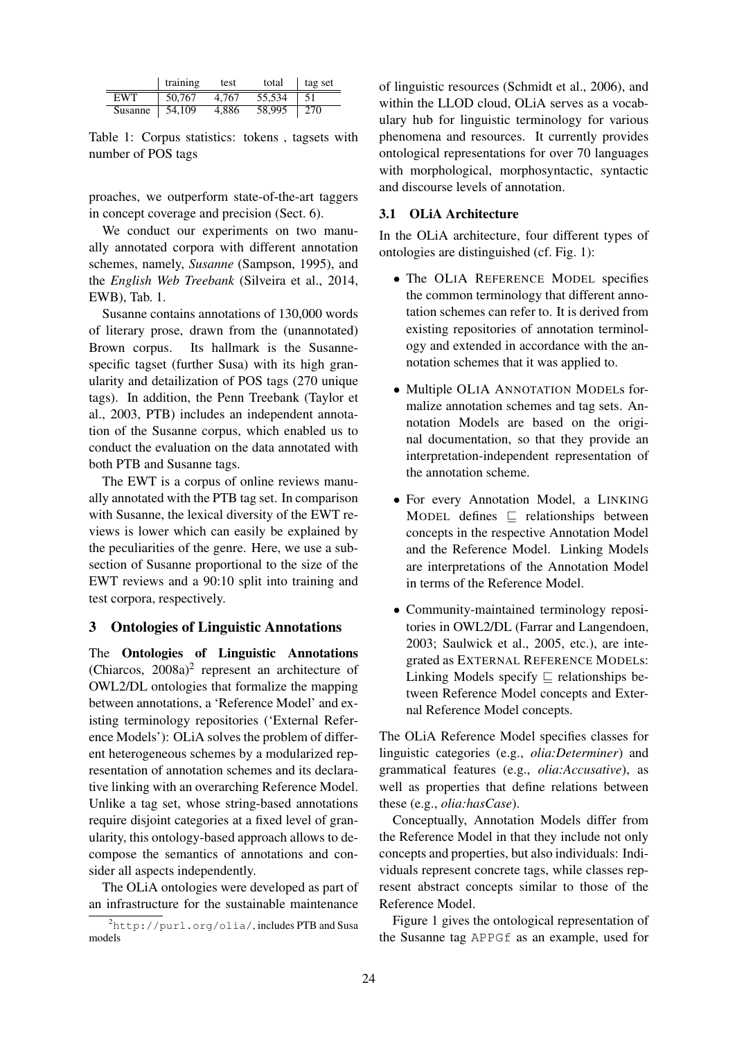|  | training | test | total | tag set |
|---|---|---|---|---|
| EWT | 50,767 | 4,767 | 55,534 | 51 |
| Susanne | 54,109 | 4,886 | 58,995 | 270 |

Table 1: Corpus statistics: tokens , tagsets with number of POS tags

proaches, we outperform state-of-the-art taggers in concept coverage and precision (Sect. 6).

We conduct our experiments on two manually annotated corpora with different annotation schemes, namely, *Susanne* (Sampson, 1995), and the *English Web Treebank* (Silveira et al., 2014, EWB), Tab. 1.

Susanne contains annotations of 130,000 words of literary prose, drawn from the (unannotated) Brown corpus. Its hallmark is the Susanne-specific tagset (further Susa) with its high granularity and detailization of POS tags (270 unique tags). In addition, the Penn Treebank (Taylor et al., 2003, PTB) includes an independent annotation of the Susanne corpus, which enabled us to conduct the evaluation on the data annotated with both PTB and Susanne tags.

The EWT is a corpus of online reviews manually annotated with the PTB tag set. In comparison with Susanne, the lexical diversity of the EWT reviews is lower which can easily be explained by the peculiarities of the genre. Here, we use a subsection of Susanne proportional to the size of the EWT reviews and a 90:10 split into training and test corpora, respectively.

## 3 Ontologies of Linguistic Annotations

The **Ontologies of Linguistic Annotations** (Chiarcos, 2008a)[2] represent an architecture of OWL2/DL ontologies that formalize the mapping between annotations, a 'Reference Model' and existing terminology repositories ('External Reference Models'): OLiA solves the problem of different heterogeneous schemes by a modularized representation of annotation schemes and its declarative linking with an overarching Reference Model. Unlike a tag set, whose string-based annotations require disjoint categories at a fixed level of granularity, this ontology-based approach allows to decompose the semantics of annotations and consider all aspects independently.

The OLiA ontologies were developed as part of an infrastructure for the sustainable maintenance of linguistic resources (Schmidt et al., 2006), and within the LLOD cloud, OLiA serves as a vocabulary hub for linguistic terminology for various phenomena and resources. It currently provides ontological representations for over 70 languages with morphological, morphosyntactic, syntactic and discourse levels of annotation.

[2] `http://purl.org/olia/`, includes PTB and Susa models

### 3.1 OLiA Architecture

In the OLiA architecture, four different types of ontologies are distinguished (cf. Fig. 1):

- The OLIA REFERENCE MODEL specifies the common terminology that different annotation schemes can refer to. It is derived from existing repositories of annotation terminology and extended in accordance with the annotation schemes that it was applied to.
- Multiple OLIA ANNOTATION MODELs formalize annotation schemes and tag sets. Annotation Models are based on the original documentation, so that they provide an interpretation-independent representation of the annotation scheme.
- For every Annotation Model, a LINKING MODEL defines $\sqsubseteq$ relationships between concepts in the respective Annotation Model and the Reference Model. Linking Models are interpretations of the Annotation Model in terms of the Reference Model.
- Community-maintained terminology repositories in OWL2/DL (Farrar and Langendoen, 2003; Saulwick et al., 2005, etc.), are integrated as EXTERNAL REFERENCE MODELS: Linking Models specify $\sqsubseteq$ relationships between Reference Model concepts and External Reference Model concepts.

The OLiA Reference Model specifies classes for linguistic categories (e.g., *olia:Determiner*) and grammatical features (e.g., *olia:Accusative*), as well as properties that define relations between these (e.g., *olia:hasCase*).

Conceptually, Annotation Models differ from the Reference Model in that they include not only concepts and properties, but also individuals: Individuals represent concrete tags, while classes represent abstract concepts similar to those of the Reference Model.

Figure 1 gives the ontological representation of the Susanne tag `APPGf` as an example, used for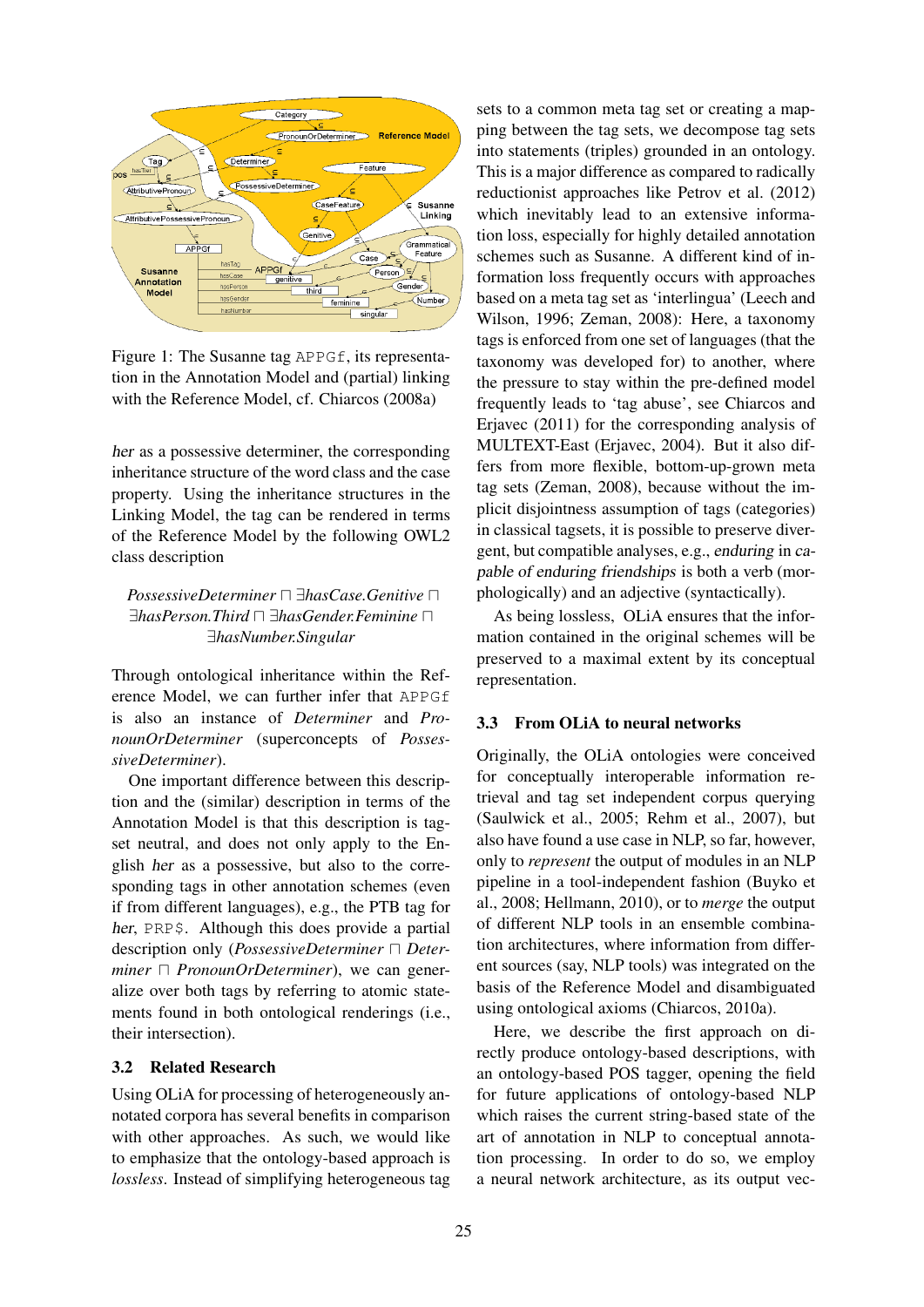Figure 1: The Susanne tag APPGf, its representation in the Annotation Model and (partial) linking with the Reference Model, cf. Chiarcos (2008a)

*her* as a possessive determiner, the corresponding inheritance structure of the word class and the case property. Using the inheritance structures in the Linking Model, the tag can be rendered in terms of the Reference Model by the following OWL2 class description

$$PossessiveDeterminer \sqcap \exists hasCase.Genitive \sqcap \exists hasPerson.Third \sqcap \exists hasGender.Feminine \sqcap \exists hasNumber.Singular$$

Through ontological inheritance within the Reference Model, we can further infer that APPGf is also an instance of *Determiner* and *PronounOrDeterminer* (superconcepts of *PossessiveDeterminer*).

One important difference between this description and the (similar) description in terms of the Annotation Model is that this description is tagset neutral, and does not only apply to the English *her* as a possessive, but also to the corresponding tags in other annotation schemes (even if from different languages), e.g., the PTB tag for *her*, PRP$. Although this does provide a partial description only (*PossessiveDeterminer* $\sqcap$ *Determiner* $\sqcap$ *PronounOrDeterminer*), we can generalize over both tags by referring to atomic statements found in both ontological renderings (i.e., their intersection).

### 3.2 Related Research

Using OLiA for processing of heterogeneously annotated corpora has several benefits in comparison with other approaches. As such, we would like to emphasize that the ontology-based approach is *lossless*. Instead of simplifying heterogeneous tag sets to a common meta tag set or creating a mapping between the tag sets, we decompose tag sets into statements (triples) grounded in an ontology. This is a major difference as compared to radically reductionist approaches like Petrov et al. (2012) which inevitably lead to an extensive information loss, especially for highly detailed annotation schemes such as Susanne. A different kind of information loss frequently occurs with approaches based on a meta tag set as 'interlingua' (Leech and Wilson, 1996; Zeman, 2008): Here, a taxonomy tags is enforced from one set of languages (that the taxonomy was developed for) to another, where the pressure to stay within the pre-defined model frequently leads to 'tag abuse', see Chiarcos and Erjavec (2011) for the corresponding analysis of MULTEXT-East (Erjavec, 2004). But it also differs from more flexible, bottom-up-grown meta tag sets (Zeman, 2008), because without the implicit disjointness assumption of tags (categories) in classical tagsets, it is possible to preserve divergent, but compatible analyses, e.g., *enduring* in *capable of enduring friendships* is both a verb (morphologically) and an adjective (syntactically).

As being lossless, OLiA ensures that the information contained in the original schemes will be preserved to a maximal extent by its conceptual representation.

### 3.3 From OLiA to neural networks

Originally, the OLiA ontologies were conceived for conceptually interoperable information retrieval and tag set independent corpus querying (Saulwick et al., 2005; Rehm et al., 2007), but also have found a use case in NLP, so far, however, only to *represent* the output of modules in an NLP pipeline in a tool-independent fashion (Buyko et al., 2008; Hellmann, 2010), or to *merge* the output of different NLP tools in an ensemble combination architectures, where information from different sources (say, NLP tools) was integrated on the basis of the Reference Model and disambiguated using ontological axioms (Chiarcos, 2010a).

Here, we describe the first approach on directly produce ontology-based descriptions, with an ontology-based POS tagger, opening the field for future applications of ontology-based NLP which raises the current string-based state of the art of annotation in NLP to conceptual annotation processing. In order to do so, we employ a neural network architecture, as its output vec-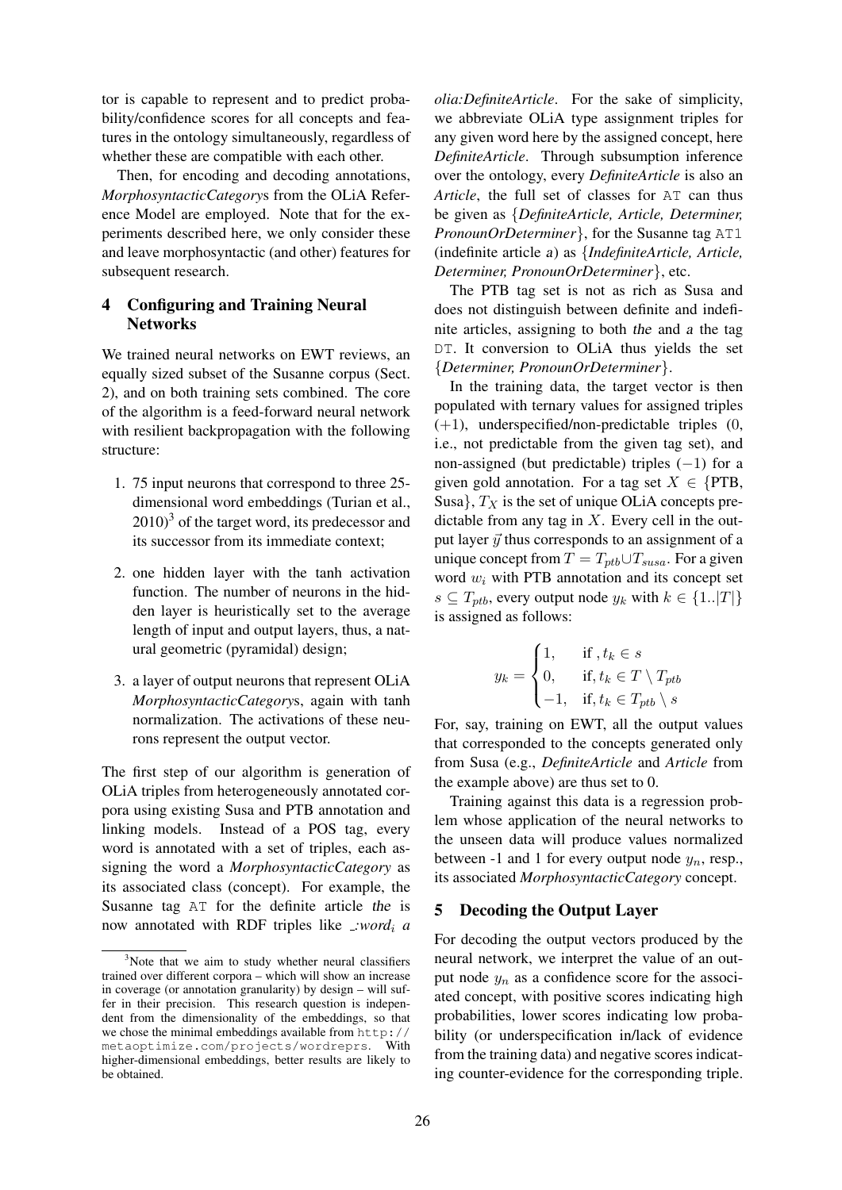tor is capable to represent and to predict probability/confidence scores for all concepts and features in the ontology simultaneously, regardless of whether these are compatible with each other.

Then, for encoding and decoding annotations, *MorphosyntacticCategory*s from the OLiA Reference Model are employed. Note that for the experiments described here, we only consider these and leave morphosyntactic (and other) features for subsequent research.

## 4 Configuring and Training Neural Networks

We trained neural networks on EWT reviews, an equally sized subset of the Susanne corpus (Sect. 2), and on both training sets combined. The core of the algorithm is a feed-forward neural network with resilient backpropagation with the following structure:

1. 75 input neurons that correspond to three 25-dimensional word embeddings (Turian et al., 2010)[3] of the target word, its predecessor and its successor from its immediate context;
2. one hidden layer with the tanh activation function. The number of neurons in the hidden layer is heuristically set to the average length of input and output layers, thus, a natural geometric (pyramidal) design;
3. a layer of output neurons that represent OLiA *MorphosyntacticCategory*s, again with tanh normalization. The activations of these neurons represent the output vector.

The first step of our algorithm is generation of OLiA triples from heterogeneously annotated corpora using existing Susa and PTB annotation and linking models. Instead of a POS tag, every word is annotated with a set of triples, each assigning the word a *MorphosyntacticCategory* as its associated class (concept). For example, the Susanne tag `AT` for the definite article *the* is now annotated with RDF triples like *_:word$_i$ a olia:DefiniteArticle*. For the sake of simplicity, we abbreviate OLiA type assignment triples for any given word here by the assigned concept, here *DefiniteArticle*. Through subsumption inference over the ontology, every *DefiniteArticle* is also an *Article*, the full set of classes for `AT` can thus be given as {*DefiniteArticle, Article, Determiner, PronounOrDeterminer*}, for the Susanne tag `AT1` (indefinite article *a*) as {*IndefiniteArticle, Article, Determiner, PronounOrDeterminer*}, etc.

The PTB tag set is not as rich as Susa and does not distinguish between definite and indefinite articles, assigning to both *the* and *a* the tag `DT`. It conversion to OLiA thus yields the set {*Determiner, PronounOrDeterminer*}.

In the training data, the target vector is then populated with ternary values for assigned triples ($+1$), underspecified/non-predictable triples ($0$, i.e., not predictable from the given tag set), and non-assigned (but predictable) triples ($-1$) for a given gold annotation. For a tag set $X \in$ {PTB, Susa}, $T_X$ is the set of unique OLiA concepts predictable from any tag in $X$. Every cell in the output layer $\vec{y}$ thus corresponds to an assignment of a unique concept from $T = T_{ptb} \cup T_{susa}$. For a given word $w_i$ with PTB annotation and its concept set $s \subseteq T_{ptb}$, every output node $y_k$ with $k \in \{1..|T|\}$ is assigned as follows:

$$y_k = \begin{cases} 1, & \text{if } , t_k \in s \\ 0, & \text{if, } t_k \in T \setminus T_{ptb} \\ -1, & \text{if, } t_k \in T_{ptb} \setminus s \end{cases}$$

For, say, training on EWT, all the output values that corresponded to the concepts generated only from Susa (e.g., *DefiniteArticle* and *Article* from the example above) are thus set to 0.

Training against this data is a regression problem whose application of the neural networks to the unseen data will produce values normalized between -1 and 1 for every output node $y_n$, resp., its associated *MorphosyntacticCategory* concept.

## 5 Decoding the Output Layer

For decoding the output vectors produced by the neural network, we interpret the value of an output node $y_n$ as a confidence score for the associated concept, with positive scores indicating high probabilities, lower scores indicating low probability (or underspecification in/lack of evidence from the training data) and negative scores indicating counter-evidence for the corresponding triple.

[3] Note that we aim to study whether neural classifiers trained over different corpora – which will show an increase in coverage (or annotation granularity) by design – will suffer in their precision. This research question is independent from the dimensionality of the embeddings, so that we chose the minimal embeddings available from http://metaoptimize.com/projects/wordreprs. With higher-dimensional embeddings, better results are likely to be obtained.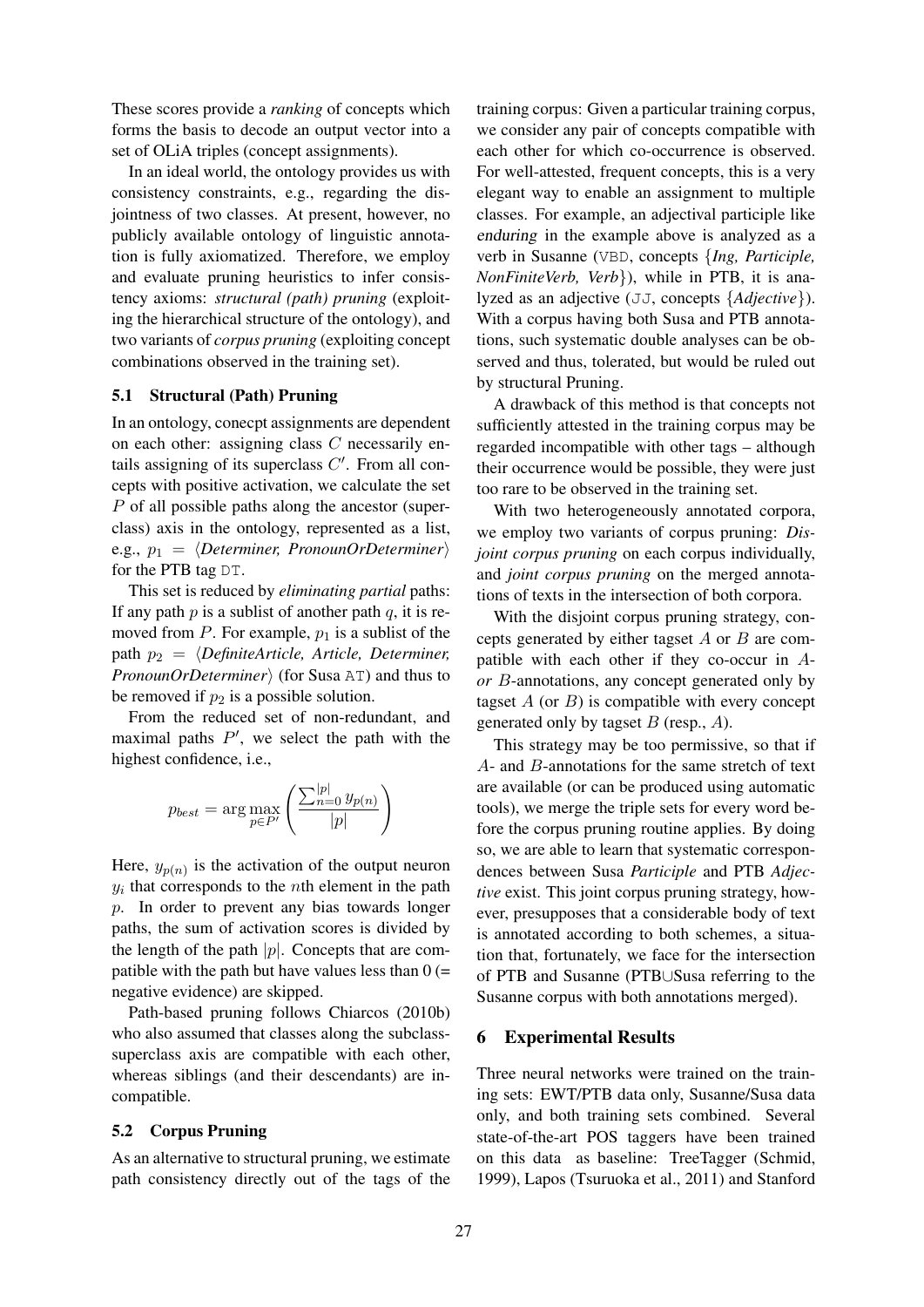These scores provide a *ranking* of concepts which forms the basis to decode an output vector into a set of OLiA triples (concept assignments).

In an ideal world, the ontology provides us with consistency constraints, e.g., regarding the disjointness of two classes. At present, however, no publicly available ontology of linguistic annotation is fully axiomatized. Therefore, we employ and evaluate pruning heuristics to infer consistency axioms: *structural (path) pruning* (exploiting the hierarchical structure of the ontology), and two variants of *corpus pruning* (exploiting concept combinations observed in the training set).

### 5.1 Structural (Path) Pruning

In an ontology, conecpt assignments are dependent on each other: assigning class $C$ necessarily entails assigning of its superclass $C'$. From all concepts with positive activation, we calculate the set $P$ of all possible paths along the ancestor (superclass) axis in the ontology, represented as a list, e.g., $p_1 = \langle$*Determiner, PronounOrDeterminer*$\rangle$ for the PTB tag `DT`.

This set is reduced by *eliminating partial* paths: If any path $p$ is a sublist of another path $q$, it is removed from $P$. For example, $p_1$ is a sublist of the path $p_2 = \langle$*DefiniteArticle, Article, Determiner, PronounOrDeterminer*$\rangle$ (for Susa `AT`) and thus to be removed if $p_2$ is a possible solution.

From the reduced set of non-redundant, and maximal paths $P'$, we select the path with the highest confidence, i.e.,

$$p_{best} = \arg\max_{p \in P'} \left( \frac{\sum_{n=0}^{|p|} y_{p(n)}}{|p|} \right)$$

Here, $y_{p(n)}$ is the activation of the output neuron $y_i$ that corresponds to the $n$th element in the path $p$. In order to prevent any bias towards longer paths, the sum of activation scores is divided by the length of the path $|p|$. Concepts that are compatible with the path but have values less than 0 (= negative evidence) are skipped.

Path-based pruning follows Chiarcos (2010b) who also assumed that classes along the subclass-superclass axis are compatible with each other, whereas siblings (and their descendants) are incompatible.

### 5.2 Corpus Pruning

As an alternative to structural pruning, we estimate path consistency directly out of the tags of the training corpus: Given a particular training corpus, we consider any pair of concepts compatible with each other for which co-occurrence is observed. For well-attested, frequent concepts, this is a very elegant way to enable an assignment to multiple classes. For example, an adjectival participle like enduring in the example above is analyzed as a verb in Susanne (`VBD`, concepts {*Ing, Participle, NonFiniteVerb, Verb*}), while in PTB, it is analyzed as an adjective (`JJ`, concepts {*Adjective*}). With a corpus having both Susa and PTB annotations, such systematic double analyses can be observed and thus, tolerated, but would be ruled out by structural Pruning.

A drawback of this method is that concepts not sufficiently attested in the training corpus may be regarded incompatible with other tags – although their occurrence would be possible, they were just too rare to be observed in the training set.

With two heterogeneously annotated corpora, we employ two variants of corpus pruning: *Disjoint corpus pruning* on each corpus individually, and *joint corpus pruning* on the merged annotations of texts in the intersection of both corpora.

With the disjoint corpus pruning strategy, concepts generated by either tagset $A$ or $B$ are compatible with each other if they co-occur in $A$-*or* $B$-annotations, any concept generated only by tagset $A$ (or $B$) is compatible with every concept generated only by tagset $B$ (resp., $A$).

This strategy may be too permissive, so that if $A$- and $B$-annotations for the same stretch of text are available (or can be produced using automatic tools), we merge the triple sets for every word before the corpus pruning routine applies. By doing so, we are able to learn that systematic correspondences between Susa *Participle* and PTB *Adjective* exist. This joint corpus pruning strategy, however, presupposes that a considerable body of text is annotated according to both schemes, a situation that, fortunately, we face for the intersection of PTB and Susanne (PTB∪Susa referring to the Susanne corpus with both annotations merged).

## 6 Experimental Results

Three neural networks were trained on the training sets: EWT/PTB data only, Susanne/Susa data only, and both training sets combined. Several state-of-the-art POS taggers have been trained on this data as baseline: TreeTagger (Schmid, 1999), Lapos (Tsuruoka et al., 2011) and Stanford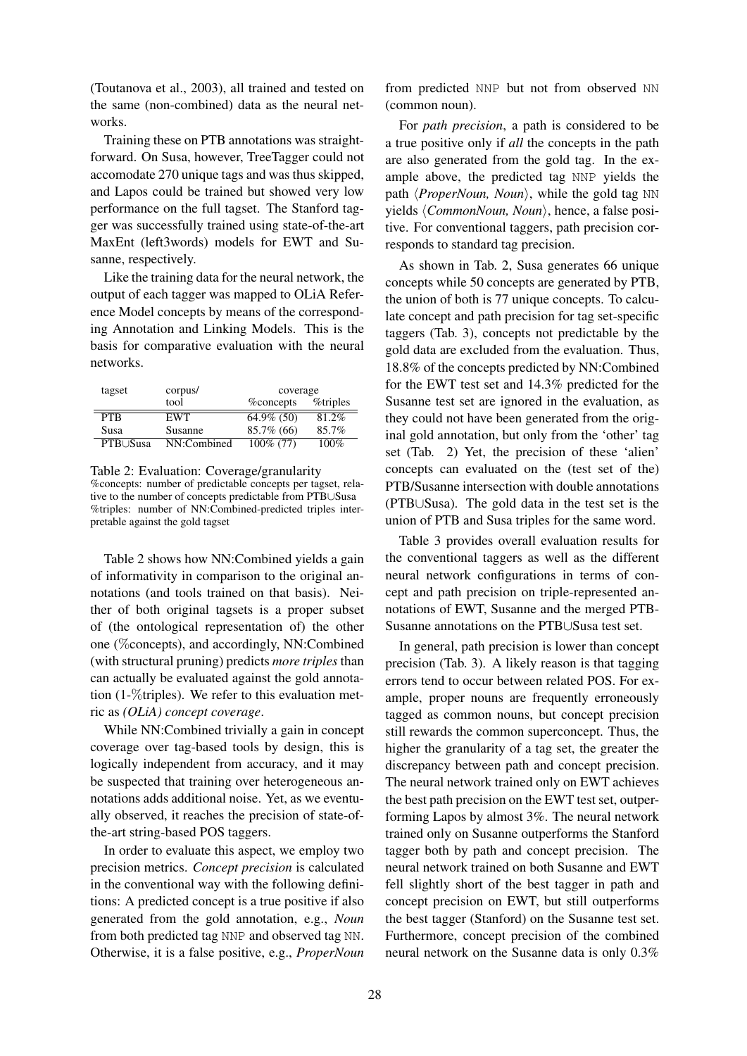(Toutanova et al., 2003), all trained and tested on the same (non-combined) data as the neural networks.

Training these on PTB annotations was straightforward. On Susa, however, TreeTagger could not accomodate 270 unique tags and was thus skipped, and Lapos could be trained but showed very low performance on the full tagset. The Stanford tagger was successfully trained using state-of-the-art MaxEnt (left3words) models for EWT and Susanne, respectively.

Like the training data for the neural network, the output of each tagger was mapped to OLiA Reference Model concepts by means of the corresponding Annotation and Linking Models. This is the basis for comparative evaluation with the neural networks.

| tagset | corpus/ tool | coverage | |
|---|---|---|---|
| | | %concepts | %triples |
| PTB | EWT | 64.9% (50) | 81.2% |
| Susa | Susanne | 85.7% (66) | 85.7% |
| PTB∪Susa | NN:Combined | 100% (77) | 100% |

Table 2: Evaluation: Coverage/granularity
%concepts: number of predictable concepts per tagset, relative to the number of concepts predictable from PTB∪Susa
%triples: number of NN:Combined-predicted triples interpretable against the gold tagset

Table 2 shows how NN:Combined yields a gain of informativity in comparison to the original annotations (and tools trained on that basis). Neither of both original tagsets is a proper subset of (the ontological representation of) the other one (%concepts), and accordingly, NN:Combined (with structural pruning) predicts *more triples* than can actually be evaluated against the gold annotation (1-%triples). We refer to this evaluation metric as *(OLiA) concept coverage*.

While NN:Combined trivially a gain in concept coverage over tag-based tools by design, this is logically independent from accuracy, and it may be suspected that training over heterogeneous annotations adds additional noise. Yet, as we eventually observed, it reaches the precision of state-of-the-art string-based POS taggers.

In order to evaluate this aspect, we employ two precision metrics. *Concept precision* is calculated in the conventional way with the following definitions: A predicted concept is a true positive if also generated from the gold annotation, e.g., *Noun* from both predicted tag `NNP` and observed tag `NN`. Otherwise, it is a false positive, e.g., *ProperNoun* from predicted `NNP` but not from observed `NN` (common noun).

For *path precision*, a path is considered to be a true positive only if *all* the concepts in the path are also generated from the gold tag. In the example above, the predicted tag `NNP` yields the path ⟨*ProperNoun, Noun*⟩, while the gold tag `NN` yields ⟨*CommonNoun, Noun*⟩, hence, a false positive. For conventional taggers, path precision corresponds to standard tag precision.

As shown in Tab. 2, Susa generates 66 unique concepts while 50 concepts are generated by PTB, the union of both is 77 unique concepts. To calculate concept and path precision for tag set-specific taggers (Tab. 3), concepts not predictable by the gold data are excluded from the evaluation. Thus, 18.8% of the concepts predicted by NN:Combined for the EWT test set and 14.3% predicted for the Susanne test set are ignored in the evaluation, as they could not have been generated from the original gold annotation, but only from the 'other' tag set (Tab. 2) Yet, the precision of these 'alien' concepts can evaluated on the (test set of the) PTB/Susanne intersection with double annotations (PTB∪Susa). The gold data in the test set is the union of PTB and Susa triples for the same word.

Table 3 provides overall evaluation results for the conventional taggers as well as the different neural network configurations in terms of concept and path precision on triple-represented annotations of EWT, Susanne and the merged PTB-Susanne annotations on the PTB∪Susa test set.

In general, path precision is lower than concept precision (Tab. 3). A likely reason is that tagging errors tend to occur between related POS. For example, proper nouns are frequently erroneously tagged as common nouns, but concept precision still rewards the common superconcept. Thus, the higher the granularity of a tag set, the greater the discrepancy between path and concept precision. The neural network trained only on EWT achieves the best path precision on the EWT test set, outperforming Lapos by almost 3%. The neural network trained only on Susanne outperforms the Stanford tagger both by path and concept precision. The neural network trained on both Susanne and EWT fell slightly short of the best tagger in path and concept precision on EWT, but still outperforms the best tagger (Stanford) on the Susanne test set. Furthermore, concept precision of the combined neural network on the Susanne data is only 0.3%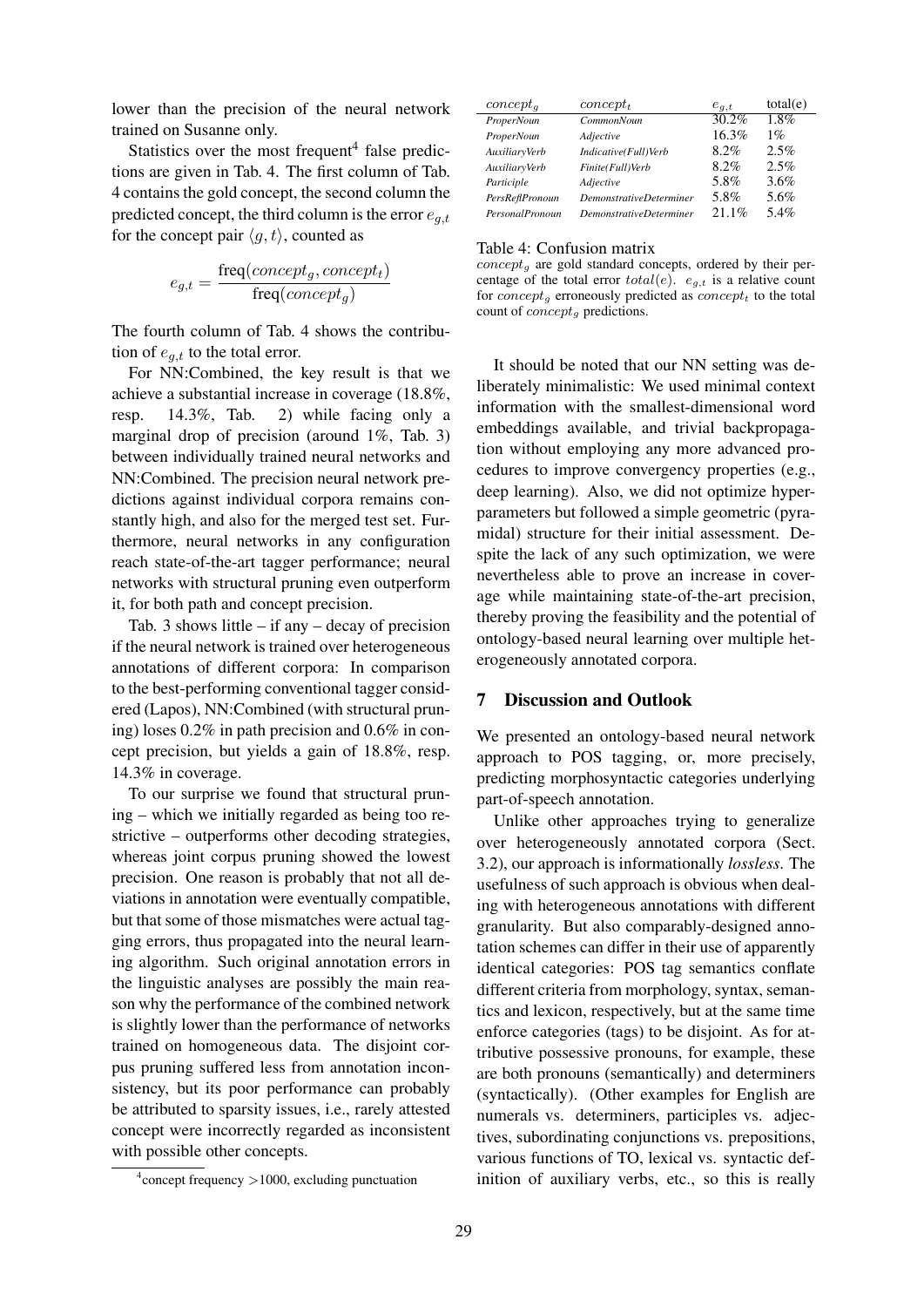lower than the precision of the neural network trained on Susanne only.

Statistics over the most frequent[4] false predictions are given in Tab. 4. The first column of Tab. 4 contains the gold concept, the second column the predicted concept, the third column is the error $e_{g,t}$ for the concept pair $\langle g, t \rangle$, counted as

$$e_{g,t} = \frac{\text{freq}(concept_g, concept_t)}{\text{freq}(concept_g)}$$

The fourth column of Tab. 4 shows the contribution of $e_{g,t}$ to the total error.

For NN:Combined, the key result is that we achieve a substantial increase in coverage (18.8%, resp. 14.3%, Tab. 2) while facing only a marginal drop of precision (around 1%, Tab. 3) between individually trained neural networks and NN:Combined. The precision neural network predictions against individual corpora remains constantly high, and also for the merged test set. Furthermore, neural networks in any configuration reach state-of-the-art tagger performance; neural networks with structural pruning even outperform it, for both path and concept precision.

Tab. 3 shows little – if any – decay of precision if the neural network is trained over heterogeneous annotations of different corpora: In comparison to the best-performing conventional tagger considered (Lapos), NN:Combined (with structural pruning) loses 0.2% in path precision and 0.6% in concept precision, but yields a gain of 18.8%, resp. 14.3% in coverage.

To our surprise we found that structural pruning – which we initially regarded as being too restrictive – outperforms other decoding strategies, whereas joint corpus pruning showed the lowest precision. One reason is probably that not all deviations in annotation were eventually compatible, but that some of those mismatches were actual tagging errors, thus propagated into the neural learning algorithm. Such original annotation errors in the linguistic analyses are possibly the main reason why the performance of the combined network is slightly lower than the performance of networks trained on homogeneous data. The disjoint corpus pruning suffered less from annotation inconsistency, but its poor performance can probably be attributed to sparsity issues, i.e., rarely attested concept were incorrectly regarded as inconsistent with possible other concepts.

[4] concept frequency >1000, excluding punctuation

| $concept_g$ | $concept_t$ | $e_{g,t}$ | total(e) |
|---|---|---|---|
| *ProperNoun* | *CommonNoun* | 30.2% | 1.8% |
| *ProperNoun* | *Adjective* | 16.3% | 1% |
| *AuxiliaryVerb* | *Indicative(Full)Verb* | 8.2% | 2.5% |
| *AuxiliaryVerb* | *Finite(Full)Verb* | 8.2% | 2.5% |
| *Participle* | *Adjective* | 5.8% | 3.6% |
| *PersReflPronoun* | *DemonstrativeDeterminer* | 5.8% | 5.6% |
| *PersonalPronoun* | *DemonstrativeDeterminer* | 21.1% | 5.4% |

Table 4: Confusion matrix
$concept_g$ are gold standard concepts, ordered by their percentage of the total error $total(e)$. $e_{g,t}$ is a relative count for $concept_g$ erroneously predicted as $concept_t$ to the total count of $concept_g$ predictions.

It should be noted that our NN setting was deliberately minimalistic: We used minimal context information with the smallest-dimensional word embeddings available, and trivial backpropagation without employing any more advanced procedures to improve convergency properties (e.g., deep learning). Also, we did not optimize hyperparameters but followed a simple geometric (pyramidal) structure for their initial assessment. Despite the lack of any such optimization, we were nevertheless able to prove an increase in coverage while maintaining state-of-the-art precision, thereby proving the feasibility and the potential of ontology-based neural learning over multiple heterogeneously annotated corpora.

## 7 Discussion and Outlook

We presented an ontology-based neural network approach to POS tagging, or, more precisely, predicting morphosyntactic categories underlying part-of-speech annotation.

Unlike other approaches trying to generalize over heterogeneously annotated corpora (Sect. 3.2), our approach is informationally *lossless*. The usefulness of such approach is obvious when dealing with heterogeneous annotations with different granularity. But also comparably-designed annotation schemes can differ in their use of apparently identical categories: POS tag semantics conflate different criteria from morphology, syntax, semantics and lexicon, respectively, but at the same time enforce categories (tags) to be disjoint. As for attributive possessive pronouns, for example, these are both pronouns (semantically) and determiners (syntactically). (Other examples for English are numerals vs. determiners, participles vs. adjectives, subordinating conjunctions vs. prepositions, various functions of TO, lexical vs. syntactic definition of auxiliary verbs, etc., so this is really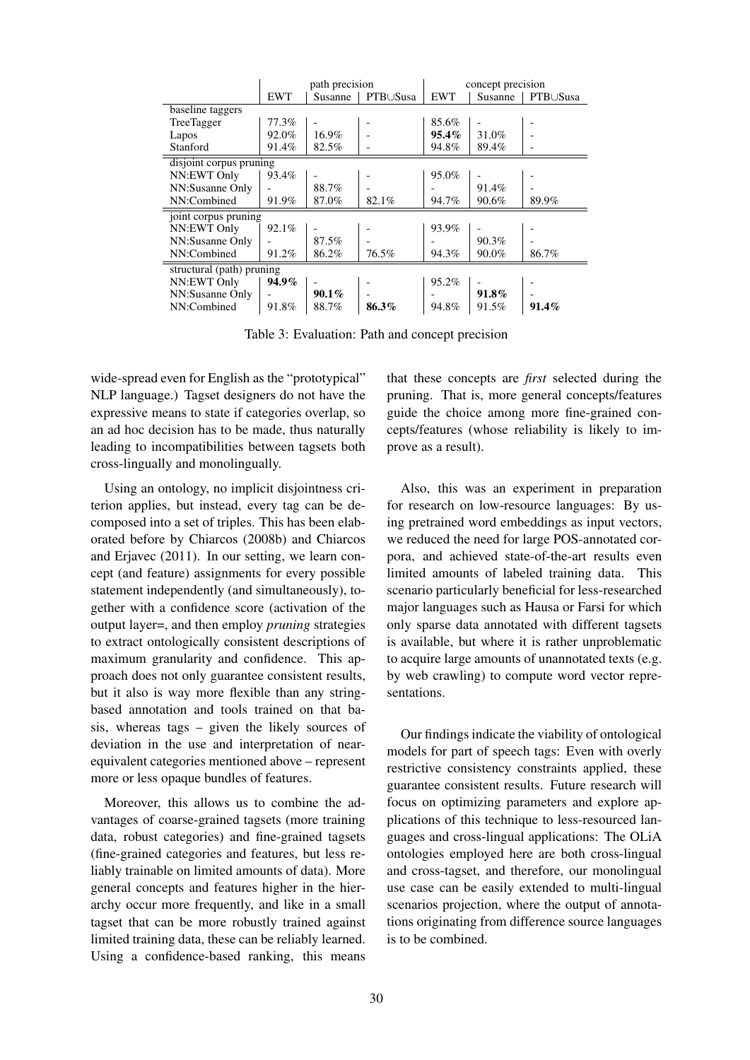| | path precision | | | concept precision | | |
|---|---|---|---|---|---|---|
| | EWT | Susanne | PTB∪Susa | EWT | Susanne | PTB∪Susa |
| *baseline taggers* | | | | | | |
| TreeTagger | 77.3% | - | - | 85.6% | - | - |
| Lapos | 92.0% | 16.9% | - | **95.4%** | 31.0% | - |
| Stanford | 91.4% | 82.5% | - | 94.8% | 89.4% | - |
| *disjoint corpus pruning* | | | | | | |
| NN:EWT Only | 93.4% | - | - | 95.0% | - | - |
| NN:Susanne Only | - | 88.7% | - | - | 91.4% | - |
| NN:Combined | 91.9% | 87.0% | 82.1% | 94.7% | 90.6% | 89.9% |
| *joint corpus pruning* | | | | | | |
| NN:EWT Only | 92.1% | - | - | 93.9% | - | - |
| NN:Susanne Only | - | 87.5% | - | - | 90.3% | - |
| NN:Combined | 91.2% | 86.2% | 76.5% | 94.3% | 90.0% | 86.7% |
| *structural (path) pruning* | | | | | | |
| NN:EWT Only | **94.9%** | - | - | 95.2% | - | - |
| NN:Susanne Only | - | **90.1%** | - | - | **91.8%** | - |
| NN:Combined | 91.8% | 88.7% | **86.3%** | 94.8% | 91.5% | **91.4%** |

Table 3: Evaluation: Path and concept precision

wide-spread even for English as the "prototypical" NLP language.) Tagset designers do not have the expressive means to state if categories overlap, so an ad hoc decision has to be made, thus naturally leading to incompatibilities between tagsets both cross-lingually and monolingually.

Using an ontology, no implicit disjointness criterion applies, but instead, every tag can be decomposed into a set of triples. This has been elaborated before by Chiarcos (2008b) and Chiarcos and Erjavec (2011). In our setting, we learn concept (and feature) assignments for every possible statement independently (and simultaneously), together with a confidence score (activation of the output layer=, and then employ *pruning* strategies to extract ontologically consistent descriptions of maximum granularity and confidence. This approach does not only guarantee consistent results, but it also is way more flexible than any string-based annotation and tools trained on that basis, whereas tags – given the likely sources of deviation in the use and interpretation of near-equivalent categories mentioned above – represent more or less opaque bundles of features.

Moreover, this allows us to combine the advantages of coarse-grained tagsets (more training data, robust categories) and fine-grained tagsets (fine-grained categories and features, but less reliably trainable on limited amounts of data). More general concepts and features higher in the hierarchy occur more frequently, and like in a small tagset that can be more robustly trained against limited training data, these can be reliably learned. Using a confidence-based ranking, this means that these concepts are *first* selected during the pruning. That is, more general concepts/features guide the choice among more fine-grained concepts/features (whose reliability is likely to improve as a result).

Also, this was an experiment in preparation for research on low-resource languages: By using pretrained word embeddings as input vectors, we reduced the need for large POS-annotated corpora, and achieved state-of-the-art results even limited amounts of labeled training data. This scenario particularly beneficial for less-researched major languages such as Hausa or Farsi for which only sparse data annotated with different tagsets is available, but where it is rather unproblematic to acquire large amounts of unannotated texts (e.g. by web crawling) to compute word vector representations.

Our findings indicate the viability of ontological models for part of speech tags: Even with overly restrictive consistency constraints applied, these guarantee consistent results. Future research will focus on optimizing parameters and explore applications of this technique to less-resourced languages and cross-lingual applications: The OLiA ontologies employed here are both cross-lingual and cross-tagset, and therefore, our monolingual use case can be easily extended to multi-lingual scenarios projection, where the output of annotations originating from difference source languages is to be combined.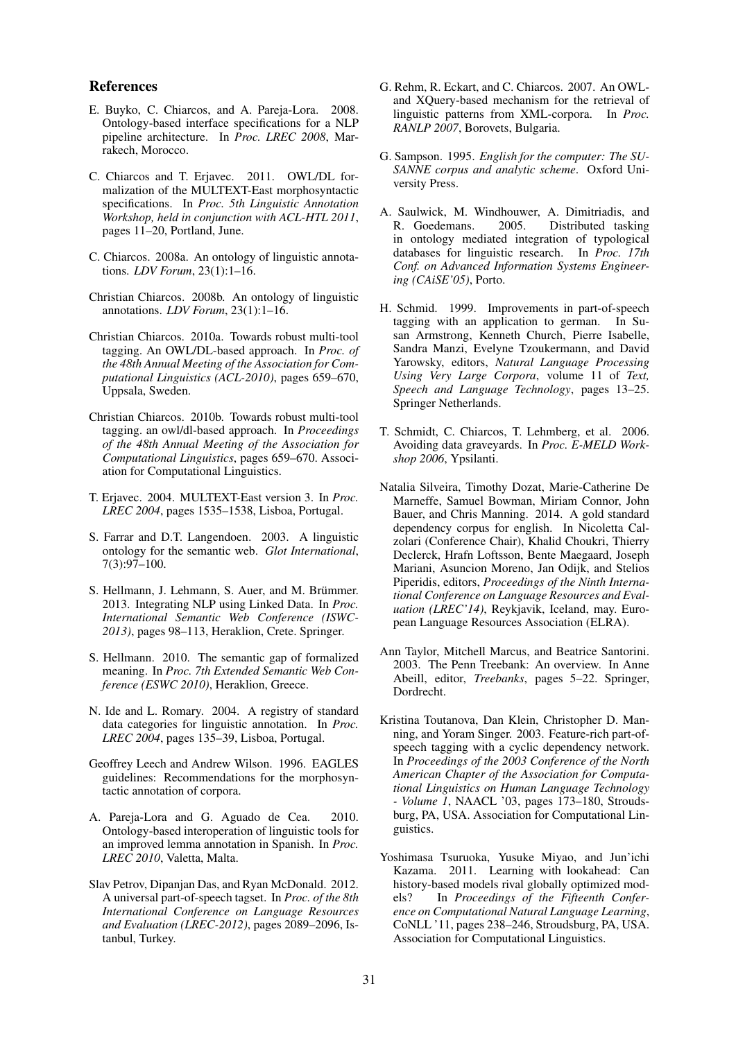## References

E. Buyko, C. Chiarcos, and A. Pareja-Lora. 2008. Ontology-based interface specifications for a NLP pipeline architecture. In *Proc. LREC 2008*, Marrakech, Morocco.

C. Chiarcos and T. Erjavec. 2011. OWL/DL formalization of the MULTEXT-East morphosyntactic specifications. In *Proc. 5th Linguistic Annotation Workshop, held in conjunction with ACL-HTL 2011*, pages 11–20, Portland, June.

C. Chiarcos. 2008a. An ontology of linguistic annotations. *LDV Forum*, 23(1):1–16.

Christian Chiarcos. 2008b. An ontology of linguistic annotations. *LDV Forum*, 23(1):1–16.

Christian Chiarcos. 2010a. Towards robust multi-tool tagging. An OWL/DL-based approach. In *Proc. of the 48th Annual Meeting of the Association for Computational Linguistics (ACL-2010)*, pages 659–670, Uppsala, Sweden.

Christian Chiarcos. 2010b. Towards robust multi-tool tagging. an owl/dl-based approach. In *Proceedings of the 48th Annual Meeting of the Association for Computational Linguistics*, pages 659–670. Association for Computational Linguistics.

T. Erjavec. 2004. MULTEXT-East version 3. In *Proc. LREC 2004*, pages 1535–1538, Lisboa, Portugal.

S. Farrar and D.T. Langendoen. 2003. A linguistic ontology for the semantic web. *Glot International*, 7(3):97–100.

S. Hellmann, J. Lehmann, S. Auer, and M. Brümmer. 2013. Integrating NLP using Linked Data. In *Proc. International Semantic Web Conference (ISWC-2013)*, pages 98–113, Heraklion, Crete. Springer.

S. Hellmann. 2010. The semantic gap of formalized meaning. In *Proc. 7th Extended Semantic Web Conference (ESWC 2010)*, Heraklion, Greece.

N. Ide and L. Romary. 2004. A registry of standard data categories for linguistic annotation. In *Proc. LREC 2004*, pages 135–39, Lisboa, Portugal.

Geoffrey Leech and Andrew Wilson. 1996. EAGLES guidelines: Recommendations for the morphosyntactic annotation of corpora.

A. Pareja-Lora and G. Aguado de Cea. 2010. Ontology-based interoperation of linguistic tools for an improved lemma annotation in Spanish. In *Proc. LREC 2010*, Valetta, Malta.

Slav Petrov, Dipanjan Das, and Ryan McDonald. 2012. A universal part-of-speech tagset. In *Proc. of the 8th International Conference on Language Resources and Evaluation (LREC-2012)*, pages 2089–2096, Istanbul, Turkey.

G. Rehm, R. Eckart, and C. Chiarcos. 2007. An OWL- and XQuery-based mechanism for the retrieval of linguistic patterns from XML-corpora. In *Proc. RANLP 2007*, Borovets, Bulgaria.

G. Sampson. 1995. *English for the computer: The SUSANNE corpus and analytic scheme*. Oxford University Press.

A. Saulwick, M. Windhouwer, A. Dimitriadis, and R. Goedemans. 2005. Distributed tasking in ontology mediated integration of typological databases for linguistic research. In *Proc. 17th Conf. on Advanced Information Systems Engineering (CAiSE'05)*, Porto.

H. Schmid. 1999. Improvements in part-of-speech tagging with an application to german. In Susan Armstrong, Kenneth Church, Pierre Isabelle, Sandra Manzi, Evelyne Tzoukermann, and David Yarowsky, editors, *Natural Language Processing Using Very Large Corpora*, volume 11 of *Text, Speech and Language Technology*, pages 13–25. Springer Netherlands.

T. Schmidt, C. Chiarcos, T. Lehmberg, et al. 2006. Avoiding data graveyards. In *Proc. E-MELD Workshop 2006*, Ypsilanti.

Natalia Silveira, Timothy Dozat, Marie-Catherine De Marneffe, Samuel Bowman, Miriam Connor, John Bauer, and Chris Manning. 2014. A gold standard dependency corpus for english. In Nicoletta Calzolari (Conference Chair), Khalid Choukri, Thierry Declerck, Hrafn Loftsson, Bente Maegaard, Joseph Mariani, Asuncion Moreno, Jan Odijk, and Stelios Piperidis, editors, *Proceedings of the Ninth International Conference on Language Resources and Evaluation (LREC'14)*, Reykjavik, Iceland, may. European Language Resources Association (ELRA).

Ann Taylor, Mitchell Marcus, and Beatrice Santorini. 2003. The Penn Treebank: An overview. In Anne Abeill, editor, *Treebanks*, pages 5–22. Springer, Dordrecht.

Kristina Toutanova, Dan Klein, Christopher D. Manning, and Yoram Singer. 2003. Feature-rich part-of-speech tagging with a cyclic dependency network. In *Proceedings of the 2003 Conference of the North American Chapter of the Association for Computational Linguistics on Human Language Technology - Volume 1*, NAACL '03, pages 173–180, Stroudsburg, PA, USA. Association for Computational Linguistics.

Yoshimasa Tsuruoka, Yusuke Miyao, and Jun'ichi Kazama. 2011. Learning with lookahead: Can history-based models rival globally optimized models? In *Proceedings of the Fifteenth Conference on Computational Natural Language Learning*, CoNLL '11, pages 238–246, Stroudsburg, PA, USA. Association for Computational Linguistics.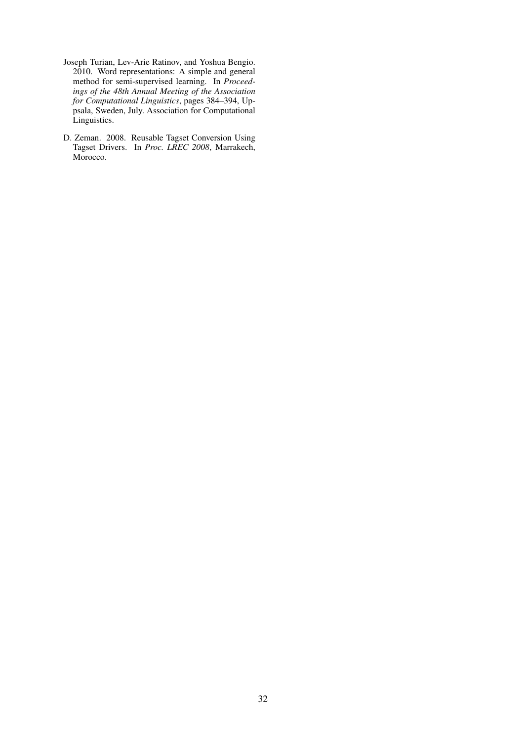Joseph Turian, Lev-Arie Ratinov, and Yoshua Bengio. 2010. Word representations: A simple and general method for semi-supervised learning. In *Proceedings of the 48th Annual Meeting of the Association for Computational Linguistics*, pages 384–394, Uppsala, Sweden, July. Association for Computational Linguistics.

D. Zeman. 2008. Reusable Tagset Conversion Using Tagset Drivers. In *Proc. LREC 2008*, Marrakech, Morocco.